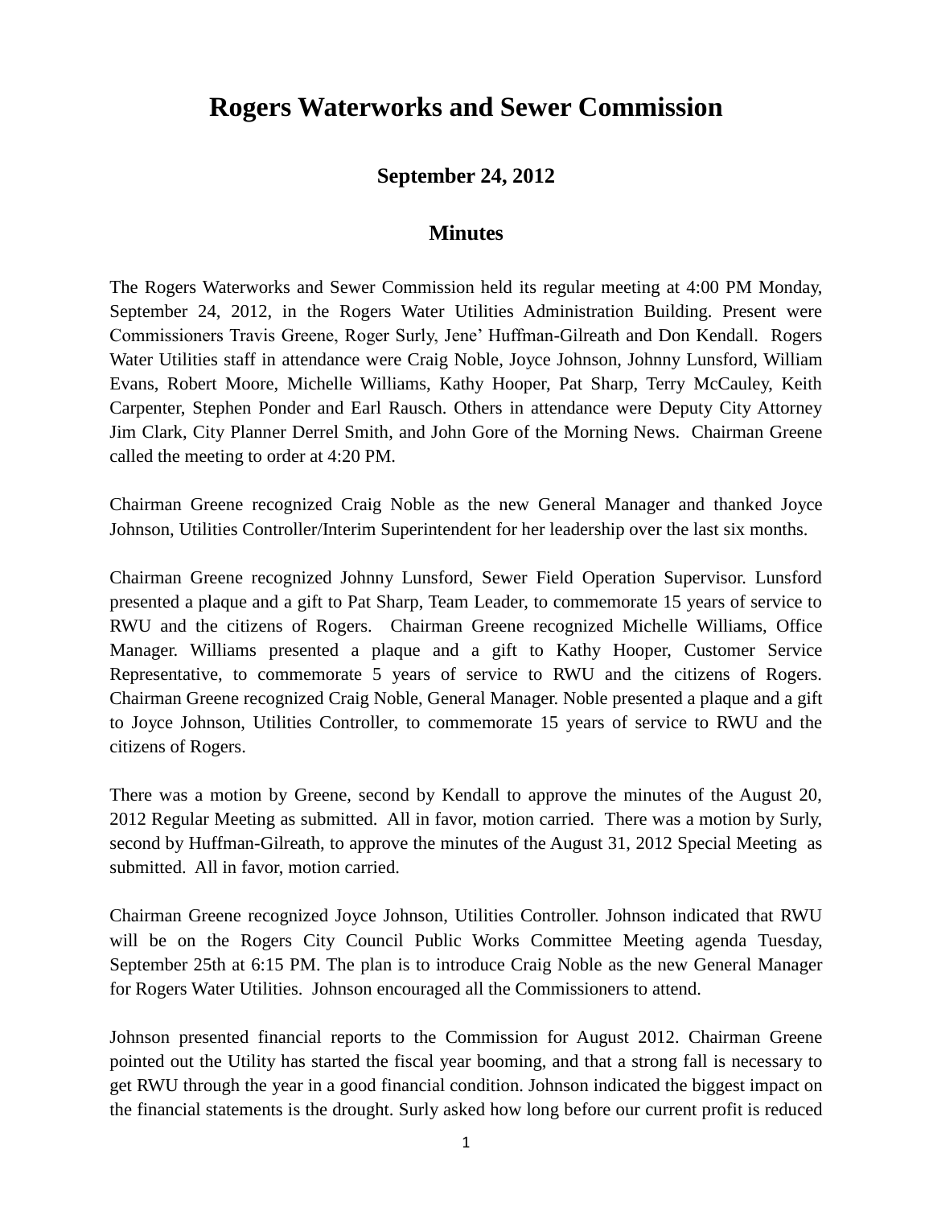# Rogers Waterworks and Sewer Commission

## September 24, 2012

### Minutes

The Rogers Waterworks and Sewer Commission held its regular meeting at 4:00 PM Monday, September 24, 2012, in the Rogers Water Utilities Administration Building. Present were Commissioners Travis Greene, Roger Surly, Jene' Huffman-Gilreath and Don Kendall. Rogers Water Utilities staff in attendance were Craig Noble, Joyce Johnson, Johnny Lunsford, William Evans, Robert Moore, Michelle Williams, Kathy Hooper, Pat Sharp, Terry McCauley, Keith Carpenter, Stephen Ponder and Earl Rausch. Others in attendance were Deputy City Attorney Jim Clark, City Planner Derrel Smith, and John Gore of the Morning News. Chairman Greene called the meeting to order at 4:20 PM.

Chairman Greene recognized Craig Noble as the new General Manager and thanked Joyce Johnson, Utilities Controller/Interim Superintendent for her leadership over the last six months.

Chairman Greene recognized Johnny Lunsford, Sewer Field Operation Supervisor. Lunsford presented a plaque and a gift to Pat Sharp, Team Leader, to commemorate 15 years of service to RWU and the citizens of Rogers. Chairman Greene recognized Michelle Williams, Office Manager. Williams presented a plaque and a gift to Kathy Hooper, Customer Service Representative, to commemorate 5 years of service to RWU and the citizens of Rogers. Chairman Greene recognized Craig Noble, General Manager. Noble presented a plaque and a gift to Joyce Johnson, Utilities Controller, to commemorate 15 years of service to RWU and the citizens of Rogers.

There was a motion by Greene, second by Kendall to approve the minutes of the August 20, 2012 Regular Meeting as submitted. All in favor, motion carried. There was a motion by Surly, second by Huffman-Gilreath, to approve the minutes of the August 31, 2012 Special Meeting as submitted. All in favor, motion carried.

Chairman Greene recognized Joyce Johnson, Utilities Controller. Johnson indicated that RWU will be on the Rogers City Council Public Works Committee Meeting agenda Tuesday, September 25th at 6:15 PM. The plan is to introduce Craig Noble as the new General Manager for Rogers Water Utilities. Johnson encouraged all the Commissioners to attend.

Johnson presented financial reports to the Commission for August 2012. Chairman Greene pointed out the Utility has started the fiscal year booming, and that a strong fall is necessary to get RWU through the year in a good financial condition. Johnson indicated the biggest impact on the financial statements is the drought. Surly asked how long before our current profit is reduced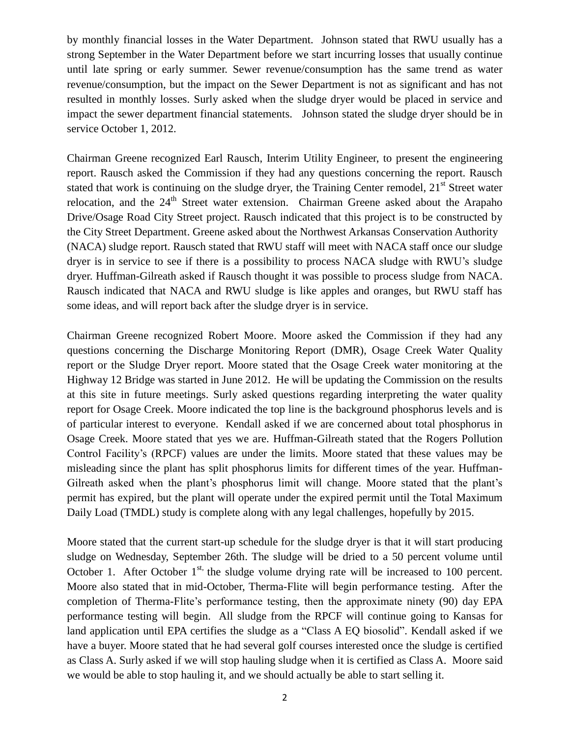by monthly financial losses in the Water Department. Johnson stated that RWU usually has a strong September in the Water Department before we start incurring losses that usually continue until late spring or early summer. Sewer revenue/consumption has the same trend as water revenue/consumption, but the impact on the Sewer Department is not as significant and has not resulted in monthly losses. Surly asked when the sludge dryer would be placed in service and impact the sewer department financial statements. Johnson stated the sludge dryer should be in service October 1, 2012.

Chairman Greene recognized Earl Rausch, Interim Utility Engineer, to present the engineering report. Rausch asked the Commission if they had any questions concerning the report. Rausch stated that work is continuing on the sludge dryer, the Training Center remodel, 21st Street water relocation, and the 24th Street water extension. Chairman Greene asked about the Arapaho Drive/Osage Road City Street project. Rausch indicated that this project is to be constructed by the City Street Department. Greene asked about the Northwest Arkansas Conservation Authority (NACA) sludge report. Rausch stated that RWU staff will meet with NACA staff once our sludge dryer is in service to see if there is a possibility to process NACA sludge with RWU's sludge dryer. Huffman-Gilreath asked if Rausch thought it was possible to process sludge from NACA. Rausch indicated that NACA and RWU sludge is like apples and oranges, but RWU staff has some ideas, and will report back after the sludge dryer is in service.

Chairman Greene recognized Robert Moore. Moore asked the Commission if they had any questions concerning the Discharge Monitoring Report (DMR), Osage Creek Water Quality report or the Sludge Dryer report. Moore stated that the Osage Creek water monitoring at the Highway 12 Bridge was started in June 2012. He will be updating the Commission on the results at this site in future meetings. Surly asked questions regarding interpreting the water quality report for Osage Creek. Moore indicated the top line is the background phosphorus levels and is of particular interest to everyone. Kendall asked if we are concerned about total phosphorus in Osage Creek. Moore stated that yes we are. Huffman-Gilreath stated that the Rogers Pollution Control Facility's (RPCF) values are under the limits. Moore stated that these values may be misleading since the plant has split phosphorus limits for different times of the year. Huffman-Gilreath asked when the plant's phosphorus limit will change. Moore stated that the plant's permit has expired, but the plant will operate under the expired permit until the Total Maximum Daily Load (TMDL) study is complete along with any legal challenges, hopefully by 2015.

Moore stated that the current start-up schedule for the sludge dryer is that it will start producing sludge on Wednesday, September 26th. The sludge will be dried to a 50 percent volume until October 1. After October 1st, the sludge volume drying rate will be increased to 100 percent. Moore also stated that in mid-October, Therma-Flite will begin performance testing. After the completion of Therma-Flite's performance testing, then the approximate ninety (90) day EPA performance testing will begin. All sludge from the RPCF will continue going to Kansas for land application until EPA certifies the sludge as a "Class A EQ biosolid". Kendall asked if we have a buyer. Moore stated that he had several golf courses interested once the sludge is certified as Class A. Surly asked if we will stop hauling sludge when it is certified as Class A. Moore said we would be able to stop hauling it, and we should actually be able to start selling it.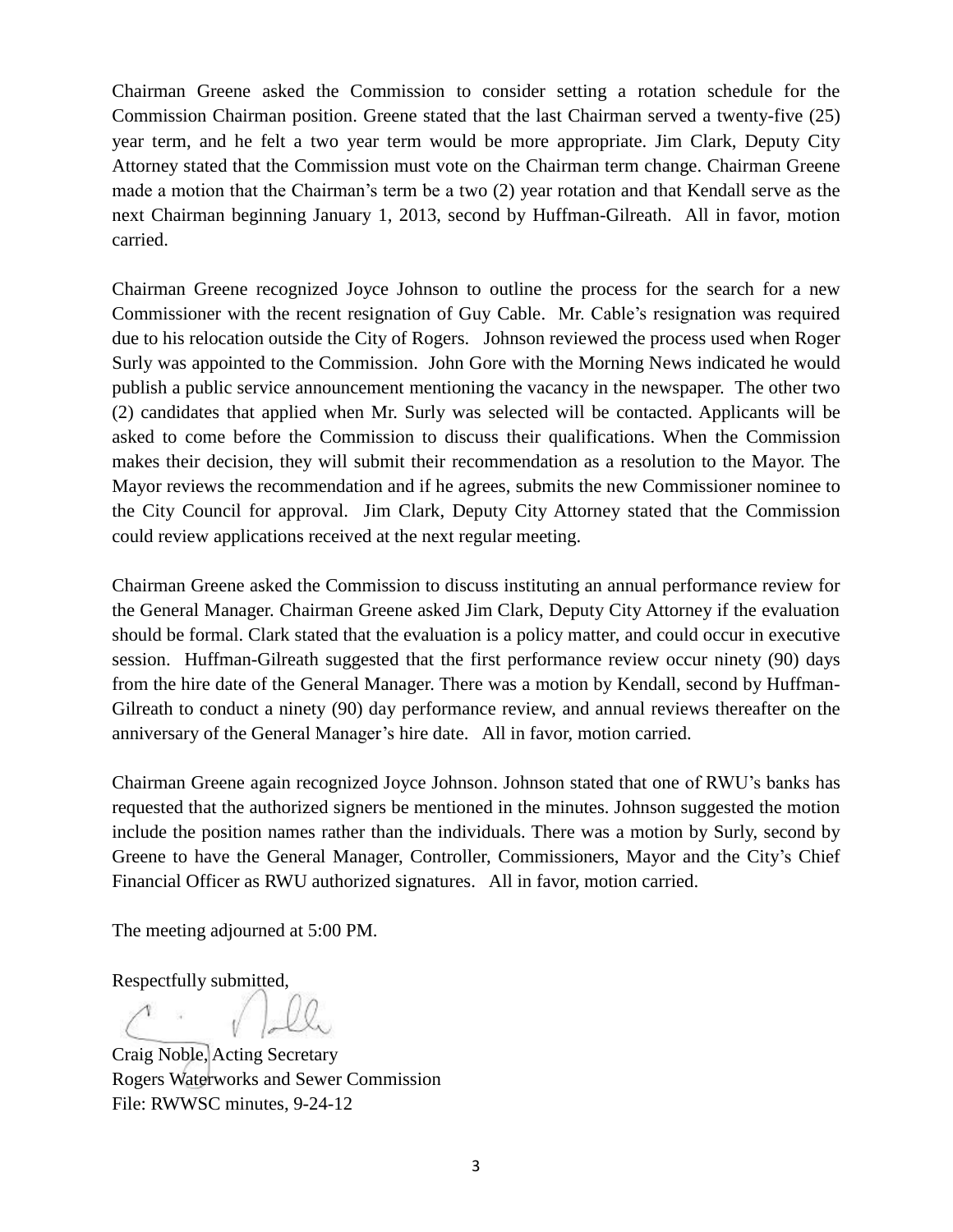Chairman Greene asked the Commission to consider setting a rotation schedule for the Commission Chairman position. Greene stated that the last Chairman served a twenty-five (25) year term, and he felt a two year term would be more appropriate. Jim Clark, Deputy City Attorney stated that the Commission must vote on the Chairman term change. Chairman Greene made a motion that the Chairman's term be a two (2) year rotation and that Kendall serve as the next Chairman beginning January 1, 2013, second by Huffman-Gilreath. All in favor, motion carried.

Chairman Greene recognized Joyce Johnson to outline the process for the search for a new Commissioner with the recent resignation of Guy Cable. Mr. Cable's resignation was required due to his relocation outside the City of Rogers. Johnson reviewed the process used when Roger Surly was appointed to the Commission. John Gore with the Morning News indicated he would publish a public service announcement mentioning the vacancy in the newspaper. The other two (2) candidates that applied when Mr. Surly was selected will be contacted. Applicants will be asked to come before the Commission to discuss their qualifications. When the Commission makes their decision, they will submit their recommendation as a resolution to the Mayor. The Mayor reviews the recommendation and if he agrees, submits the new Commissioner nominee to the City Council for approval. Jim Clark, Deputy City Attorney stated that the Commission could review applications received at the next regular meeting.

Chairman Greene asked the Commission to discuss instituting an annual performance review for the General Manager. Chairman Greene asked Jim Clark, Deputy City Attorney if the evaluation should be formal. Clark stated that the evaluation is a policy matter, and could occur in executive session. Huffman-Gilreath suggested that the first performance review occur ninety (90) days from the hire date of the General Manager. There was a motion by Kendall, second by Huffman-Gilreath to conduct a ninety (90) day performance review, and annual reviews thereafter on the anniversary of the General Manager's hire date. All in favor, motion carried.

Chairman Greene again recognized Joyce Johnson. Johnson stated that one of RWU's banks has requested that the authorized signers be mentioned in the minutes. Johnson suggested the motion include the position names rather than the individuals. There was a motion by Surly, second by Greene to have the General Manager, Controller, Commissioners, Mayor and the City's Chief Financial Officer as RWU authorized signatures. All in favor, motion carried.

The meeting adjourned at 5:00 PM.

Respectfully submitted,

Craig Noble, Acting Secretary
Rogers Waterworks and Sewer Commission
File: RWWSC minutes, 9-24-12